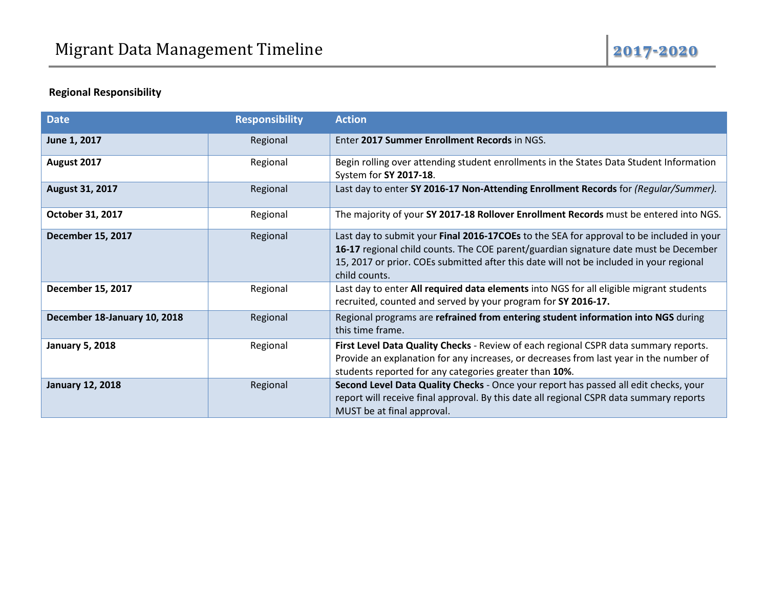# Migrant Data Management Timeline

**2017-2020**

**Regional Responsibility**

| Date | Responsibility | Action |
|---|---|---|
| **June 1, 2017** | Regional | Enter **2017 Summer Enrollment Records** in NGS. |
| **August 2017** | Regional | Begin rolling over attending student enrollments in the States Data Student Information System for **SY 2017-18**. |
| **August 31, 2017** | Regional | Last day to enter **SY 2016-17 Non-Attending Enrollment Records** for *(Regular/Summer).* |
| **October 31, 2017** | Regional | The majority of your **SY 2017-18 Rollover Enrollment Records** must be entered into NGS. |
| **December 15, 2017** | Regional | Last day to submit your **Final 2016-17COEs** to the SEA for approval to be included in your **16-17** regional child counts. The COE parent/guardian signature date must be December 15, 2017 or prior. COEs submitted after this date will not be included in your regional child counts. |
| **December 15, 2017** | Regional | Last day to enter **All required data elements** into NGS for all eligible migrant students recruited, counted and served by your program for **SY 2016-17.** |
| **December 18-January 10, 2018** | Regional | Regional programs are **refrained from entering student information into NGS** during this time frame. |
| **January 5, 2018** | Regional | **First Level Data Quality Checks** - Review of each regional CSPR data summary reports. Provide an explanation for any increases, or decreases from last year in the number of students reported for any categories greater than **10%**. |
| **January 12, 2018** | Regional | **Second Level Data Quality Checks** - Once your report has passed all edit checks, your report will receive final approval. By this date all regional CSPR data summary reports MUST be at final approval. |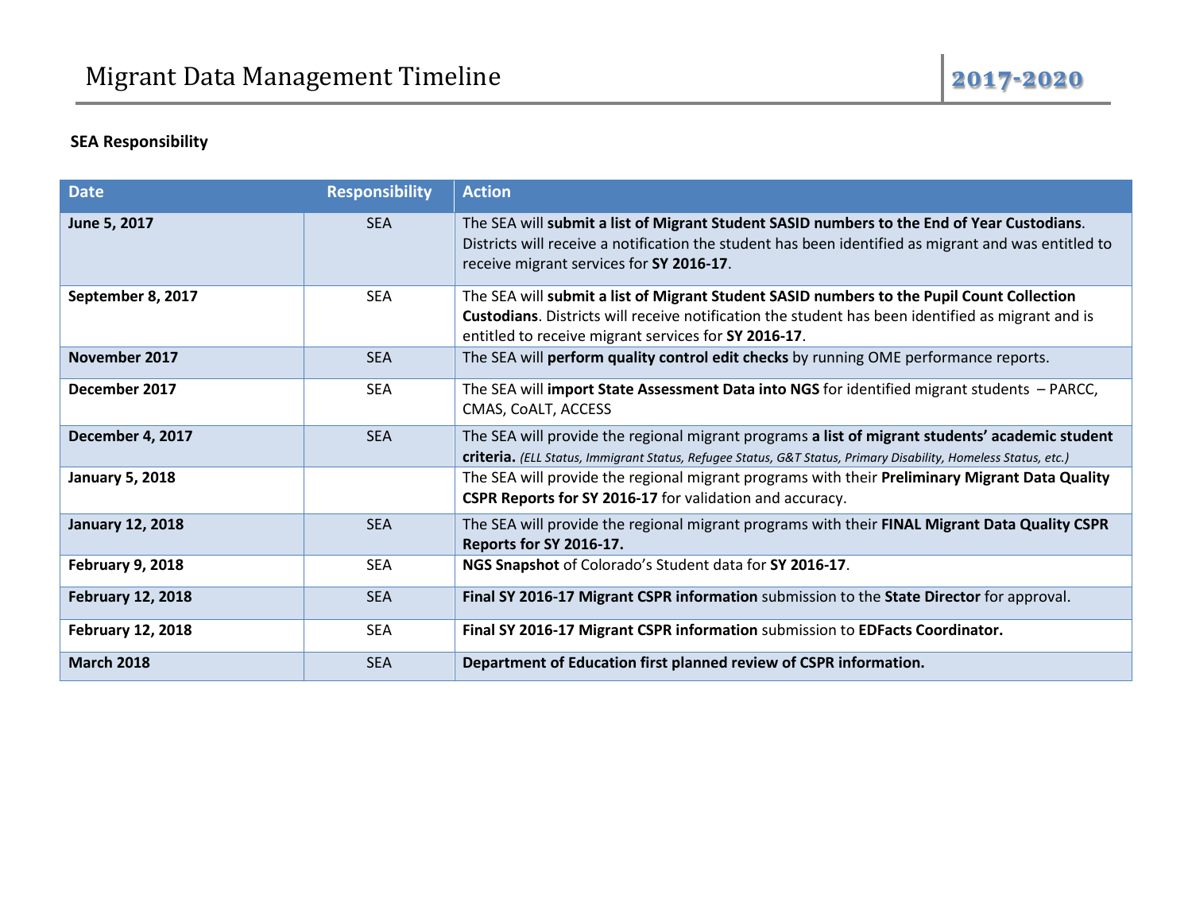# Migrant Data Management Timeline

**2017-2020**

**SEA Responsibility**

| Date | Responsibility | Action |
|---|---|---|
| **June 5, 2017** | SEA | The SEA will **submit a list of Migrant Student SASID numbers to the End of Year Custodians**. Districts will receive a notification the student has been identified as migrant and was entitled to receive migrant services for **SY 2016-17**. |
| **September 8, 2017** | SEA | The SEA will **submit a list of Migrant Student SASID numbers to the Pupil Count Collection Custodians**. Districts will receive notification the student has been identified as migrant and is entitled to receive migrant services for **SY 2016-17**. |
| **November 2017** | SEA | The SEA will **perform quality control edit checks** by running OME performance reports. |
| **December 2017** | SEA | The SEA will **import State Assessment Data into NGS** for identified migrant students – PARCC, CMAS, CoALT, ACCESS |
| **December 4, 2017** | SEA | The SEA will provide the regional migrant programs **a list of migrant students' academic student criteria.** *(ELL Status, Immigrant Status, Refugee Status, G&T Status, Primary Disability, Homeless Status, etc.)* |
| **January 5, 2018** | | The SEA will provide the regional migrant programs with their **Preliminary Migrant Data Quality CSPR Reports for SY 2016-17** for validation and accuracy. |
| **January 12, 2018** | SEA | The SEA will provide the regional migrant programs with their **FINAL Migrant Data Quality CSPR Reports for SY 2016-17.** |
| **February 9, 2018** | SEA | **NGS Snapshot** of Colorado's Student data for **SY 2016-17**. |
| **February 12, 2018** | SEA | **Final SY 2016-17 Migrant CSPR information** submission to the **State Director** for approval. |
| **February 12, 2018** | SEA | **Final SY 2016-17 Migrant CSPR information** submission to **EDFacts Coordinator.** |
| **March 2018** | SEA | **Department of Education first planned review of CSPR information.** |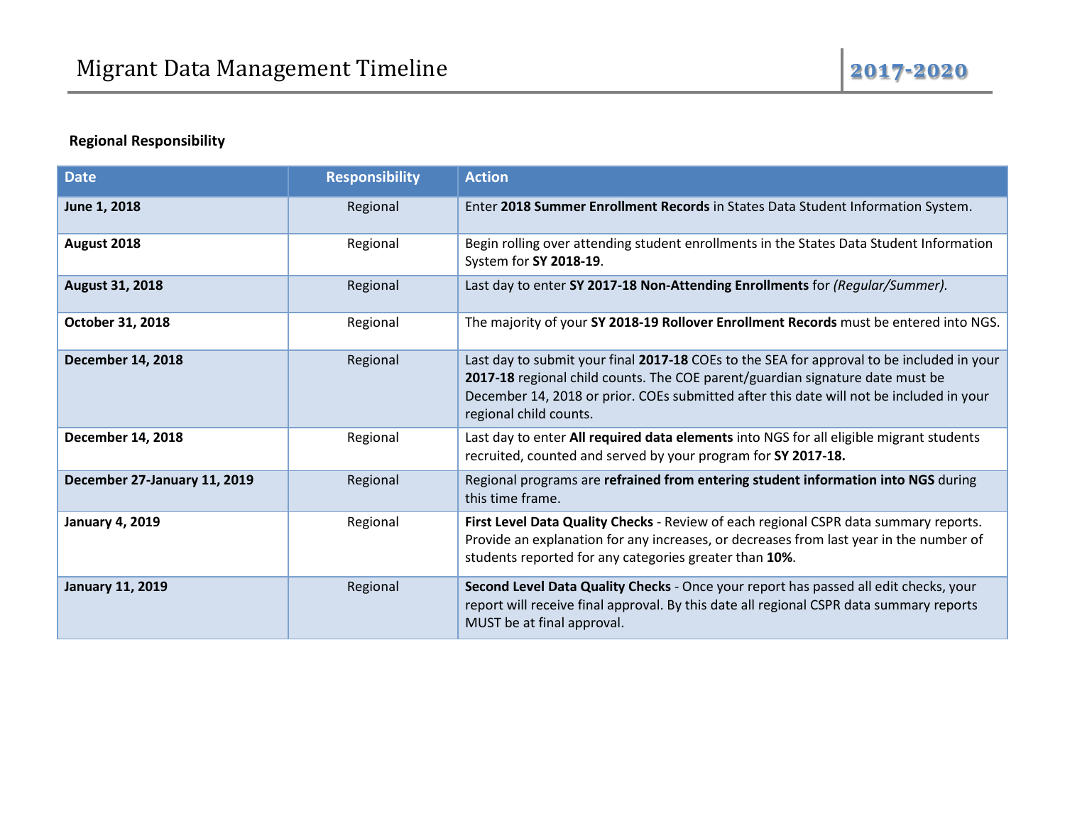# Migrant Data Management Timeline

**2017-2020**

**Regional Responsibility**

| Date | Responsibility | Action |
|---|---|---|
| **June 1, 2018** | Regional | Enter **2018 Summer Enrollment Records** in States Data Student Information System. |
| **August 2018** | Regional | Begin rolling over attending student enrollments in the States Data Student Information System for **SY 2018-19**. |
| **August 31, 2018** | Regional | Last day to enter **SY 2017-18 Non-Attending Enrollments** for *(Regular/Summer)*. |
| **October 31, 2018** | Regional | The majority of your **SY 2018-19 Rollover Enrollment Records** must be entered into NGS. |
| **December 14, 2018** | Regional | Last day to submit your final **2017-18** COEs to the SEA for approval to be included in your **2017-18** regional child counts. The COE parent/guardian signature date must be December 14, 2018 or prior. COEs submitted after this date will not be included in your regional child counts. |
| **December 14, 2018** | Regional | Last day to enter **All required data elements** into NGS for all eligible migrant students recruited, counted and served by your program for **SY 2017-18.** |
| **December 27-January 11, 2019** | Regional | Regional programs are **refrained from entering student information into NGS** during this time frame. |
| **January 4, 2019** | Regional | **First Level Data Quality Checks** - Review of each regional CSPR data summary reports. Provide an explanation for any increases, or decreases from last year in the number of students reported for any categories greater than **10%**. |
| **January 11, 2019** | Regional | **Second Level Data Quality Checks** - Once your report has passed all edit checks, your report will receive final approval. By this date all regional CSPR data summary reports MUST be at final approval. |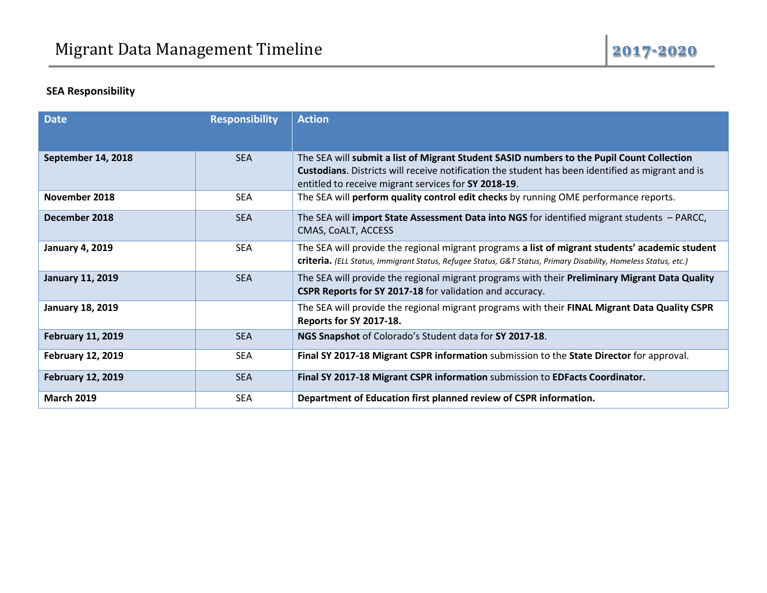# Migrant Data Management Timeline 2017-2020

**SEA Responsibility**

| Date | Responsibility | Action |
|---|---|---|
| **September 14, 2018** | SEA | The SEA will **submit a list of Migrant Student SASID numbers to the Pupil Count Collection Custodians**. Districts will receive notification the student has been identified as migrant and is entitled to receive migrant services for **SY 2018-19**. |
| **November 2018** | SEA | The SEA will **perform quality control edit checks** by running OME performance reports. |
| **December 2018** | SEA | The SEA will **import State Assessment Data into NGS** for identified migrant students – PARCC, CMAS, CoALT, ACCESS |
| **January 4, 2019** | SEA | The SEA will provide the regional migrant programs **a list of migrant students' academic student criteria.** *(ELL Status, Immigrant Status, Refugee Status, G&T Status, Primary Disability, Homeless Status, etc.)* |
| **January 11, 2019** | SEA | The SEA will provide the regional migrant programs with their **Preliminary Migrant Data Quality CSPR Reports for SY 2017-18** for validation and accuracy. |
| **January 18, 2019** | | The SEA will provide the regional migrant programs with their **FINAL Migrant Data Quality CSPR Reports for SY 2017-18.** |
| **February 11, 2019** | SEA | **NGS Snapshot** of Colorado's Student data for **SY 2017-18**. |
| **February 12, 2019** | SEA | **Final SY 2017-18 Migrant CSPR information** submission to the **State Director** for approval. |
| **February 12, 2019** | SEA | **Final SY 2017-18 Migrant CSPR information** submission to **EDFacts Coordinator.** |
| **March 2019** | SEA | **Department of Education first planned review of CSPR information.** |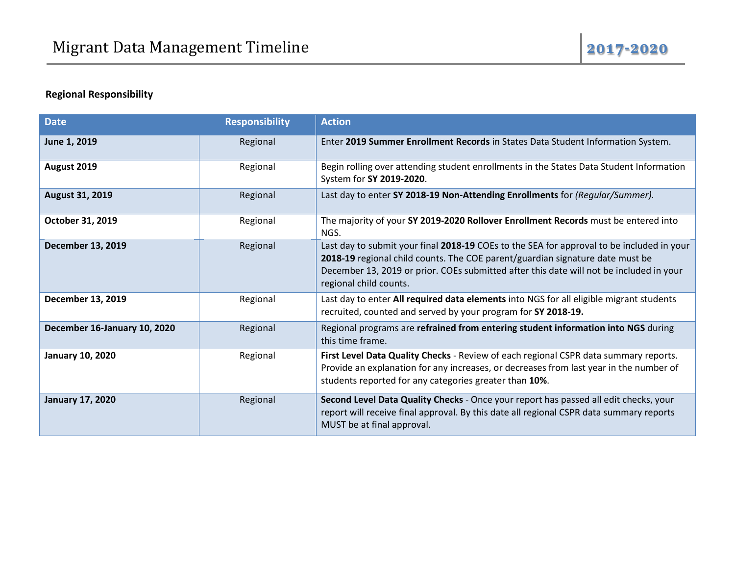## Regional Responsibility

| Date | Responsibility | Action |
|---|---|---|
| **June 1, 2019** | Regional | Enter **2019 Summer Enrollment Records** in States Data Student Information System. |
| **August 2019** | Regional | Begin rolling over attending student enrollments in the States Data Student Information System for **SY 2019-2020**. |
| **August 31, 2019** | Regional | Last day to enter **SY 2018-19 Non-Attending Enrollments** for *(Regular/Summer).* |
| **October 31, 2019** | Regional | The majority of your **SY 2019-2020 Rollover Enrollment Records** must be entered into NGS. |
| **December 13, 2019** | Regional | Last day to submit your final **2018-19** COEs to the SEA for approval to be included in your **2018-19** regional child counts. The COE parent/guardian signature date must be December 13, 2019 or prior. COEs submitted after this date will not be included in your regional child counts. |
| **December 13, 2019** | Regional | Last day to enter **All required data elements** into NGS for all eligible migrant students recruited, counted and served by your program for **SY 2018-19.** |
| **December 16-January 10, 2020** | Regional | Regional programs are **refrained from entering student information into NGS** during this time frame. |
| **January 10, 2020** | Regional | **First Level Data Quality Checks** - Review of each regional CSPR data summary reports. Provide an explanation for any increases, or decreases from last year in the number of students reported for any categories greater than **10%**. |
| **January 17, 2020** | Regional | **Second Level Data Quality Checks** - Once your report has passed all edit checks, your report will receive final approval. By this date all regional CSPR data summary reports MUST be at final approval. |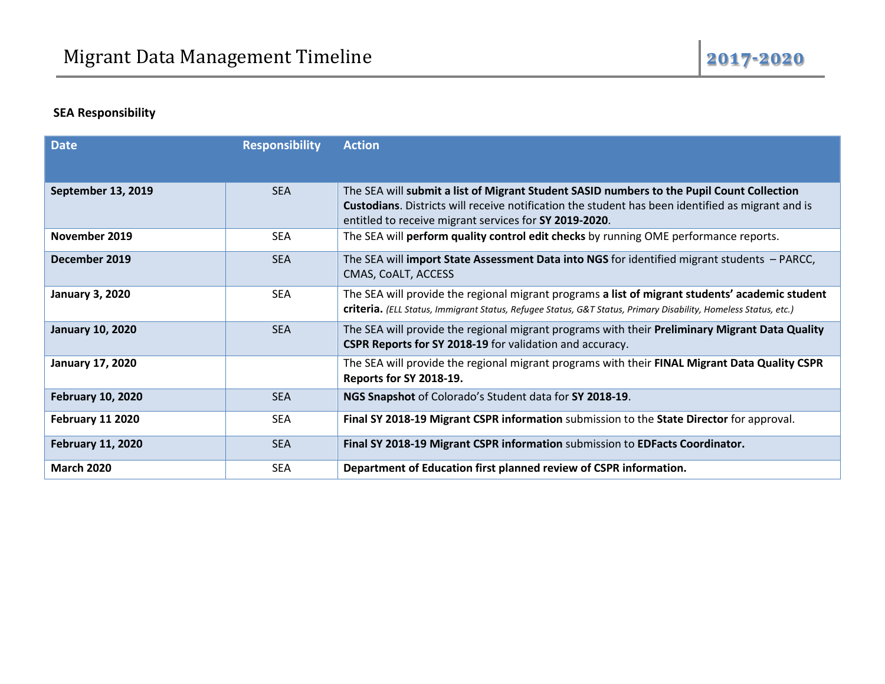# Migrant Data Management Timeline

**2017-2020**

**SEA Responsibility**

| Date | Responsibility | Action |
|---|---|---|
| **September 13, 2019** | SEA | The SEA will **submit a list of Migrant Student SASID numbers to the Pupil Count Collection Custodians**. Districts will receive notification the student has been identified as migrant and is entitled to receive migrant services for **SY 2019-2020**. |
| **November 2019** | SEA | The SEA will **perform quality control edit checks** by running OME performance reports. |
| **December 2019** | SEA | The SEA will **import State Assessment Data into NGS** for identified migrant students – PARCC, CMAS, CoALT, ACCESS |
| **January 3, 2020** | SEA | The SEA will provide the regional migrant programs **a list of migrant students' academic student criteria.** *(ELL Status, Immigrant Status, Refugee Status, G&T Status, Primary Disability, Homeless Status, etc.)* |
| **January 10, 2020** | SEA | The SEA will provide the regional migrant programs with their **Preliminary Migrant Data Quality CSPR Reports for SY 2018-19** for validation and accuracy. |
| **January 17, 2020** | | The SEA will provide the regional migrant programs with their **FINAL Migrant Data Quality CSPR Reports for SY 2018-19.** |
| **February 10, 2020** | SEA | **NGS Snapshot** of Colorado's Student data for **SY 2018-19**. |
| **February 11 2020** | SEA | **Final SY 2018-19 Migrant CSPR information** submission to the **State Director** for approval. |
| **February 11, 2020** | SEA | **Final SY 2018-19 Migrant CSPR information** submission to **EDFacts Coordinator.** |
| **March 2020** | SEA | **Department of Education first planned review of CSPR information.** |